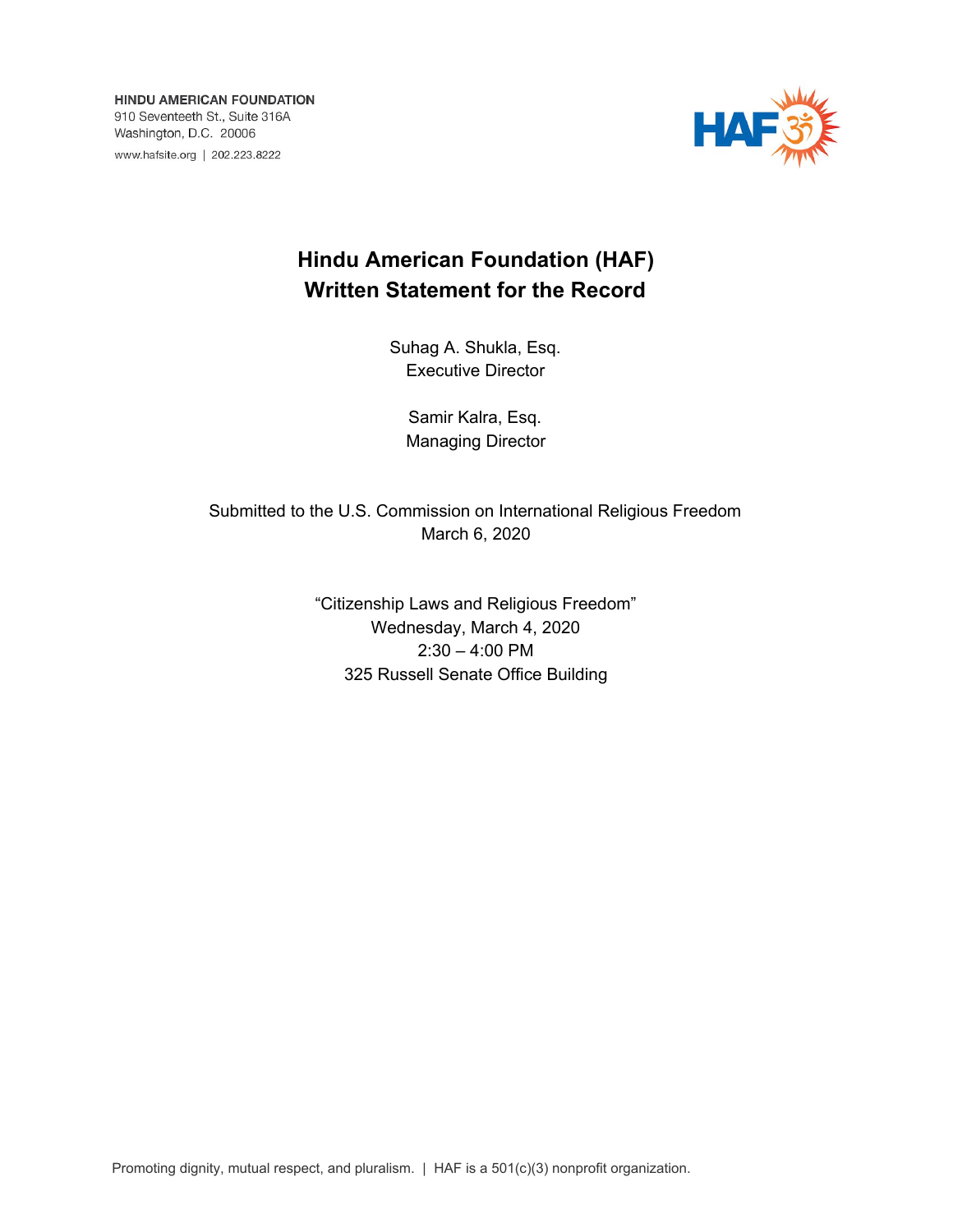HINDU AMERICAN FOUNDATION
910 Seventeeth St., Suite 316A
Washington, D.C. 20006
www.hafsite.org | 202.223.8222

# Hindu American Foundation (HAF) Written Statement for the Record

Suhag A. Shukla, Esq.
Executive Director

Samir Kalra, Esq.
Managing Director

Submitted to the U.S. Commission on International Religious Freedom
March 6, 2020

"Citizenship Laws and Religious Freedom"
Wednesday, March 4, 2020
2:30 – 4:00 PM
325 Russell Senate Office Building

Promoting dignity, mutual respect, and pluralism. | HAF is a 501(c)(3) nonprofit organization.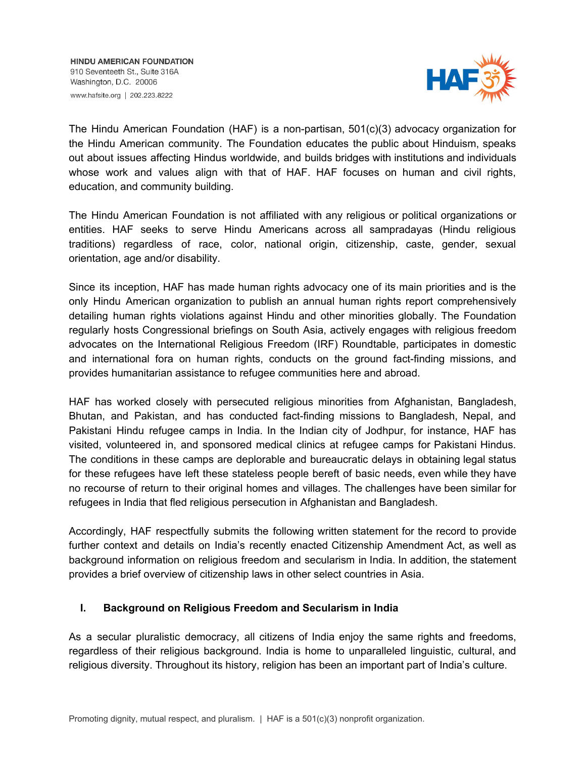HINDU AMERICAN FOUNDATION
910 Seventeeth St., Suite 316A
Washington, D.C. 20006
www.hafsite.org | 202.223.8222

The Hindu American Foundation (HAF) is a non-partisan, 501(c)(3) advocacy organization for the Hindu American community. The Foundation educates the public about Hinduism, speaks out about issues affecting Hindus worldwide, and builds bridges with institutions and individuals whose work and values align with that of HAF. HAF focuses on human and civil rights, education, and community building.

The Hindu American Foundation is not affiliated with any religious or political organizations or entities. HAF seeks to serve Hindu Americans across all sampradayas (Hindu religious traditions) regardless of race, color, national origin, citizenship, caste, gender, sexual orientation, age and/or disability.

Since its inception, HAF has made human rights advocacy one of its main priorities and is the only Hindu American organization to publish an annual human rights report comprehensively detailing human rights violations against Hindu and other minorities globally. The Foundation regularly hosts Congressional briefings on South Asia, actively engages with religious freedom advocates on the International Religious Freedom (IRF) Roundtable, participates in domestic and international fora on human rights, conducts on the ground fact-finding missions, and provides humanitarian assistance to refugee communities here and abroad.

HAF has worked closely with persecuted religious minorities from Afghanistan, Bangladesh, Bhutan, and Pakistan, and has conducted fact-finding missions to Bangladesh, Nepal, and Pakistani Hindu refugee camps in India. In the Indian city of Jodhpur, for instance, HAF has visited, volunteered in, and sponsored medical clinics at refugee camps for Pakistani Hindus. The conditions in these camps are deplorable and bureaucratic delays in obtaining legal status for these refugees have left these stateless people bereft of basic needs, even while they have no recourse of return to their original homes and villages. The challenges have been similar for refugees in India that fled religious persecution in Afghanistan and Bangladesh.

Accordingly, HAF respectfully submits the following written statement for the record to provide further context and details on India's recently enacted Citizenship Amendment Act, as well as background information on religious freedom and secularism in India. In addition, the statement provides a brief overview of citizenship laws in other select countries in Asia.

## I. Background on Religious Freedom and Secularism in India

As a secular pluralistic democracy, all citizens of India enjoy the same rights and freedoms, regardless of their religious background. India is home to unparalleled linguistic, cultural, and religious diversity. Throughout its history, religion has been an important part of India's culture.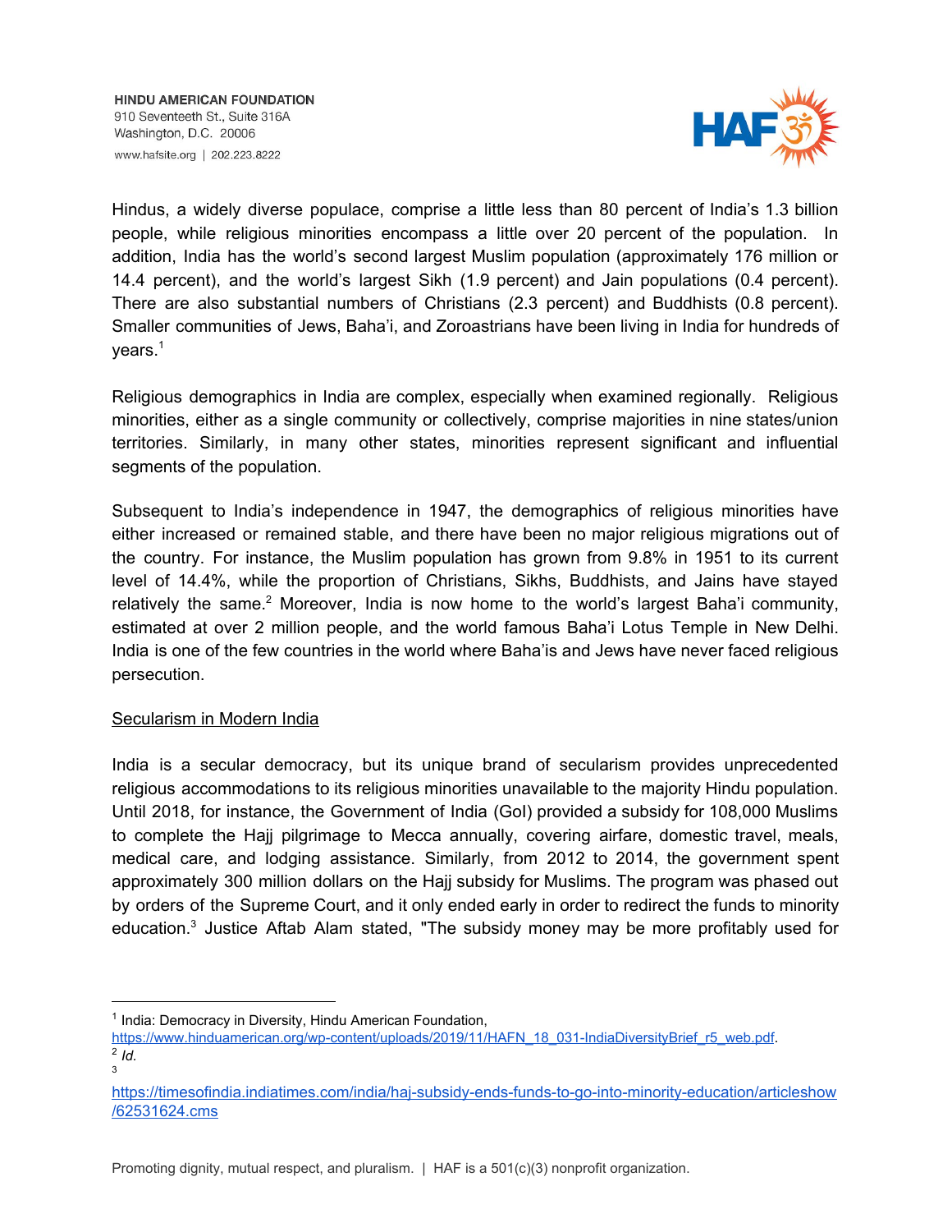Hindus, a widely diverse populace, comprise a little less than 80 percent of India's 1.3 billion people, while religious minorities encompass a little over 20 percent of the population. In addition, India has the world's second largest Muslim population (approximately 176 million or 14.4 percent), and the world's largest Sikh (1.9 percent) and Jain populations (0.4 percent). There are also substantial numbers of Christians (2.3 percent) and Buddhists (0.8 percent). Smaller communities of Jews, Baha'i, and Zoroastrians have been living in India for hundreds of years.[1]

Religious demographics in India are complex, especially when examined regionally. Religious minorities, either as a single community or collectively, comprise majorities in nine states/union territories. Similarly, in many other states, minorities represent significant and influential segments of the population.

Subsequent to India's independence in 1947, the demographics of religious minorities have either increased or remained stable, and there have been no major religious migrations out of the country. For instance, the Muslim population has grown from 9.8% in 1951 to its current level of 14.4%, while the proportion of Christians, Sikhs, Buddhists, and Jains have stayed relatively the same.[2] Moreover, India is now home to the world's largest Baha'i community, estimated at over 2 million people, and the world famous Baha'i Lotus Temple in New Delhi. India is one of the few countries in the world where Baha'is and Jews have never faced religious persecution.

<u>Secularism in Modern India</u>

India is a secular democracy, but its unique brand of secularism provides unprecedented religious accommodations to its religious minorities unavailable to the majority Hindu population. Until 2018, for instance, the Government of India (GoI) provided a subsidy for 108,000 Muslims to complete the Hajj pilgrimage to Mecca annually, covering airfare, domestic travel, meals, medical care, and lodging assistance. Similarly, from 2012 to 2014, the government spent approximately 300 million dollars on the Hajj subsidy for Muslims. The program was phased out by orders of the Supreme Court, and it only ended early in order to redirect the funds to minority education.[3] Justice Aftab Alam stated, "The subsidy money may be more profitably used for

---

[1] India: Democracy in Diversity, Hindu American Foundation, https://www.hinduamerican.org/wp-content/uploads/2019/11/HAFN_18_031-IndiaDiversityBrief_r5_web.pdf.

[2] *Id.*

[3] https://timesofindia.indiatimes.com/india/haj-subsidy-ends-funds-to-go-into-minority-education/articleshow/62531624.cms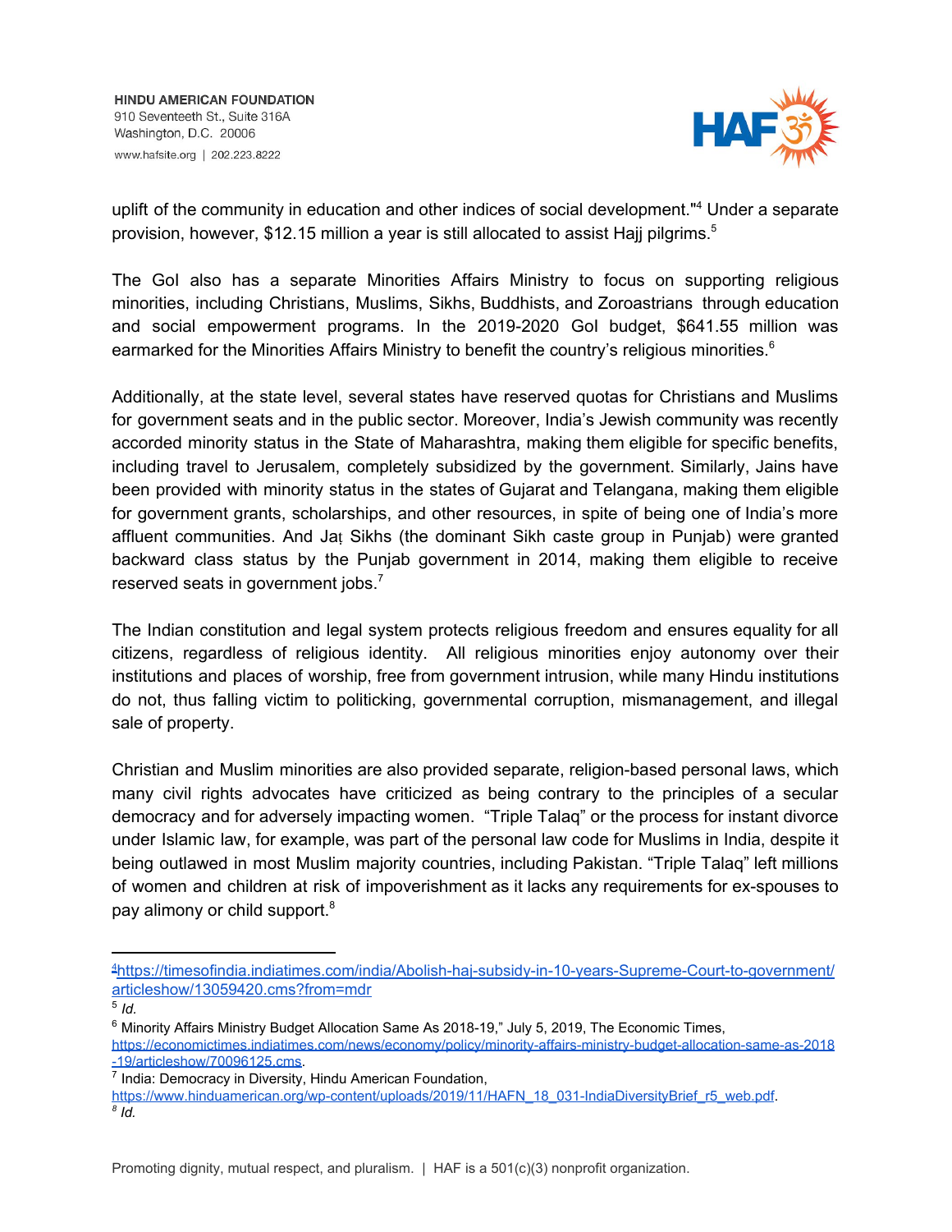uplift of the community in education and other indices of social development."[4] Under a separate provision, however, $12.15 million a year is still allocated to assist Hajj pilgrims.[5]

The GoI also has a separate Minorities Affairs Ministry to focus on supporting religious minorities, including Christians, Muslims, Sikhs, Buddhists, and Zoroastrians through education and social empowerment programs. In the 2019-2020 GoI budget, $641.55 million was earmarked for the Minorities Affairs Ministry to benefit the country's religious minorities.[6]

Additionally, at the state level, several states have reserved quotas for Christians and Muslims for government seats and in the public sector. Moreover, India's Jewish community was recently accorded minority status in the State of Maharashtra, making them eligible for specific benefits, including travel to Jerusalem, completely subsidized by the government. Similarly, Jains have been provided with minority status in the states of Gujarat and Telangana, making them eligible for government grants, scholarships, and other resources, in spite of being one of India's more affluent communities. And Jaṭ Sikhs (the dominant Sikh caste group in Punjab) were granted backward class status by the Punjab government in 2014, making them eligible to receive reserved seats in government jobs.[7]

The Indian constitution and legal system protects religious freedom and ensures equality for all citizens, regardless of religious identity. All religious minorities enjoy autonomy over their institutions and places of worship, free from government intrusion, while many Hindu institutions do not, thus falling victim to politicking, governmental corruption, mismanagement, and illegal sale of property.

Christian and Muslim minorities are also provided separate, religion-based personal laws, which many civil rights advocates have criticized as being contrary to the principles of a secular democracy and for adversely impacting women. "Triple Talaq" or the process for instant divorce under Islamic law, for example, was part of the personal law code for Muslims in India, despite it being outlawed in most Muslim majority countries, including Pakistan. "Triple Talaq" left millions of women and children at risk of impoverishment as it lacks any requirements for ex-spouses to pay alimony or child support.[8]

---

[4] https://timesofindia.indiatimes.com/india/Abolish-haj-subsidy-in-10-years-Supreme-Court-to-government/articleshow/13059420.cms?from=mdr

[5] *Id.*

[6] Minority Affairs Ministry Budget Allocation Same As 2018-19," July 5, 2019, The Economic Times, https://economictimes.indiatimes.com/news/economy/policy/minority-affairs-ministry-budget-allocation-same-as-2018-19/articleshow/70096125.cms.

[7] India: Democracy in Diversity, Hindu American Foundation, https://www.hinduamerican.org/wp-content/uploads/2019/11/HAFN_18_031-IndiaDiversityBrief_r5_web.pdf.

[8] *Id.*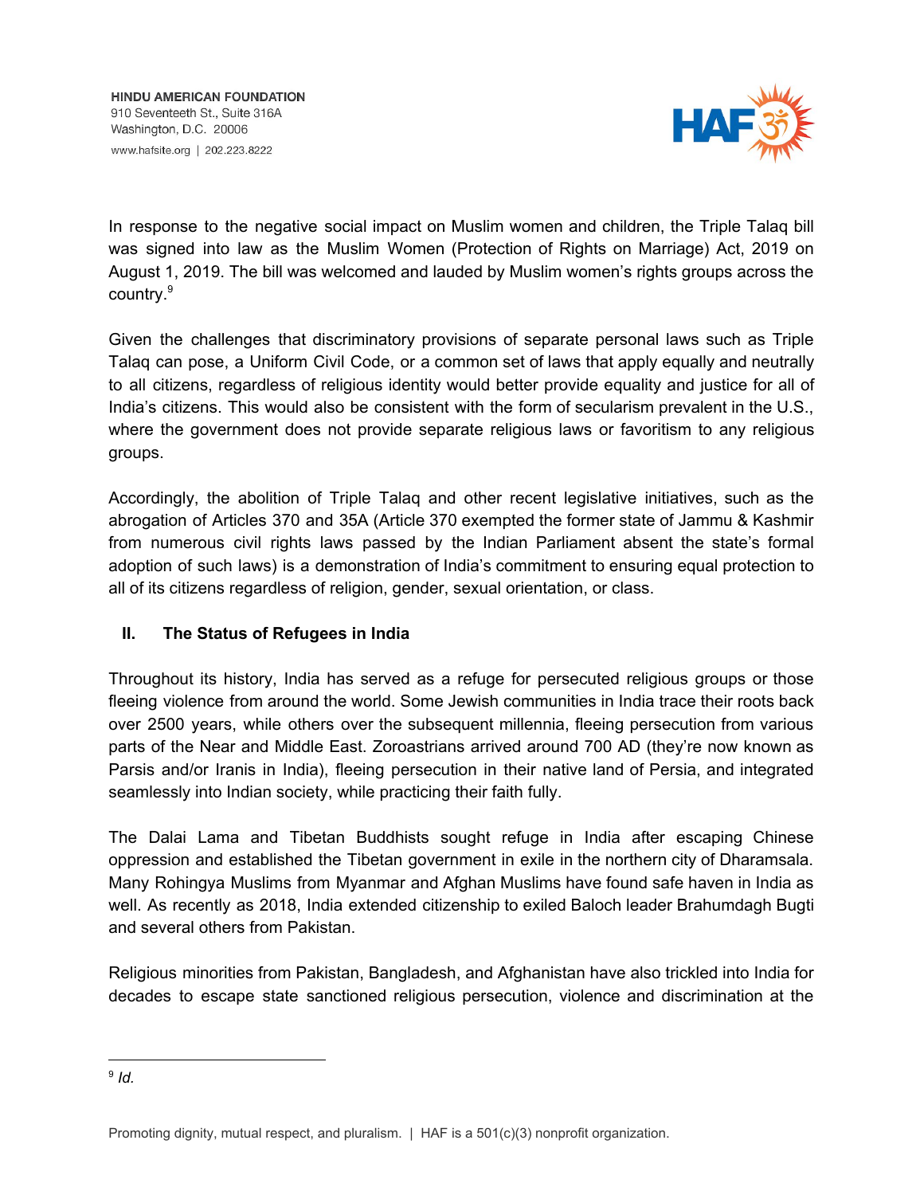In response to the negative social impact on Muslim women and children, the Triple Talaq bill was signed into law as the Muslim Women (Protection of Rights on Marriage) Act, 2019 on August 1, 2019. The bill was welcomed and lauded by Muslim women's rights groups across the country.[9]

Given the challenges that discriminatory provisions of separate personal laws such as Triple Talaq can pose, a Uniform Civil Code, or a common set of laws that apply equally and neutrally to all citizens, regardless of religious identity would better provide equality and justice for all of India's citizens. This would also be consistent with the form of secularism prevalent in the U.S., where the government does not provide separate religious laws or favoritism to any religious groups.

Accordingly, the abolition of Triple Talaq and other recent legislative initiatives, such as the abrogation of Articles 370 and 35A (Article 370 exempted the former state of Jammu & Kashmir from numerous civil rights laws passed by the Indian Parliament absent the state's formal adoption of such laws) is a demonstration of India's commitment to ensuring equal protection to all of its citizens regardless of religion, gender, sexual orientation, or class.

## II. The Status of Refugees in India

Throughout its history, India has served as a refuge for persecuted religious groups or those fleeing violence from around the world. Some Jewish communities in India trace their roots back over 2500 years, while others over the subsequent millennia, fleeing persecution from various parts of the Near and Middle East. Zoroastrians arrived around 700 AD (they're now known as Parsis and/or Iranis in India), fleeing persecution in their native land of Persia, and integrated seamlessly into Indian society, while practicing their faith fully.

The Dalai Lama and Tibetan Buddhists sought refuge in India after escaping Chinese oppression and established the Tibetan government in exile in the northern city of Dharamsala. Many Rohingya Muslims from Myanmar and Afghan Muslims have found safe haven in India as well. As recently as 2018, India extended citizenship to exiled Baloch leader Brahumdagh Bugti and several others from Pakistan.

Religious minorities from Pakistan, Bangladesh, and Afghanistan have also trickled into India for decades to escape state sanctioned religious persecution, violence and discrimination at the

---

[9] *Id.*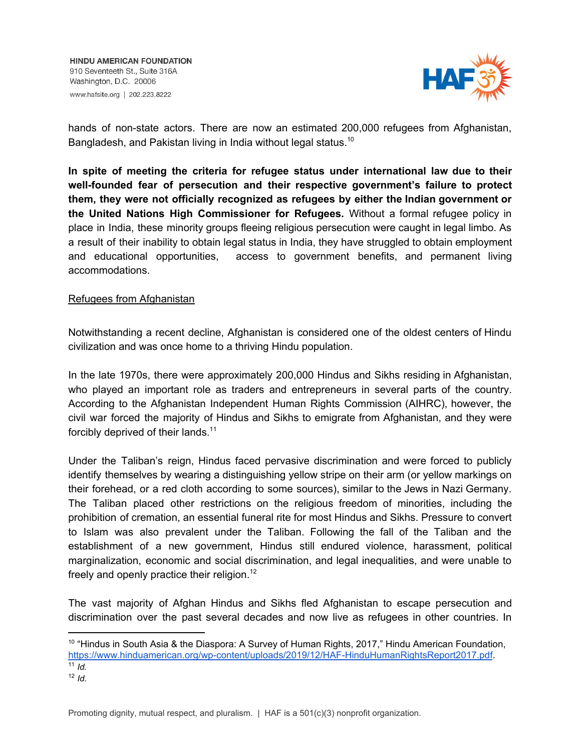hands of non-state actors. There are now an estimated 200,000 refugees from Afghanistan, Bangladesh, and Pakistan living in India without legal status.[10]

**In spite of meeting the criteria for refugee status under international law due to their well-founded fear of persecution and their respective government's failure to protect them, they were not officially recognized as refugees by either the Indian government or the United Nations High Commissioner for Refugees.** Without a formal refugee policy in place in India, these minority groups fleeing religious persecution were caught in legal limbo. As a result of their inability to obtain legal status in India, they have struggled to obtain employment and educational opportunities, access to government benefits, and permanent living accommodations.

Refugees from Afghanistan

Notwithstanding a recent decline, Afghanistan is considered one of the oldest centers of Hindu civilization and was once home to a thriving Hindu population.

In the late 1970s, there were approximately 200,000 Hindus and Sikhs residing in Afghanistan, who played an important role as traders and entrepreneurs in several parts of the country. According to the Afghanistan Independent Human Rights Commission (AIHRC), however, the civil war forced the majority of Hindus and Sikhs to emigrate from Afghanistan, and they were forcibly deprived of their lands.[11]

Under the Taliban's reign, Hindus faced pervasive discrimination and were forced to publicly identify themselves by wearing a distinguishing yellow stripe on their arm (or yellow markings on their forehead, or a red cloth according to some sources), similar to the Jews in Nazi Germany. The Taliban placed other restrictions on the religious freedom of minorities, including the prohibition of cremation, an essential funeral rite for most Hindus and Sikhs. Pressure to convert to Islam was also prevalent under the Taliban. Following the fall of the Taliban and the establishment of a new government, Hindus still endured violence, harassment, political marginalization, economic and social discrimination, and legal inequalities, and were unable to freely and openly practice their religion.[12]

The vast majority of Afghan Hindus and Sikhs fled Afghanistan to escape persecution and discrimination over the past several decades and now live as refugees in other countries. In

---

[10] "Hindus in South Asia & the Diaspora: A Survey of Human Rights, 2017," Hindu American Foundation, https://www.hinduamerican.org/wp-content/uploads/2019/12/HAF-HinduHumanRightsReport2017.pdf.

[11] *Id.*

[12] *Id.*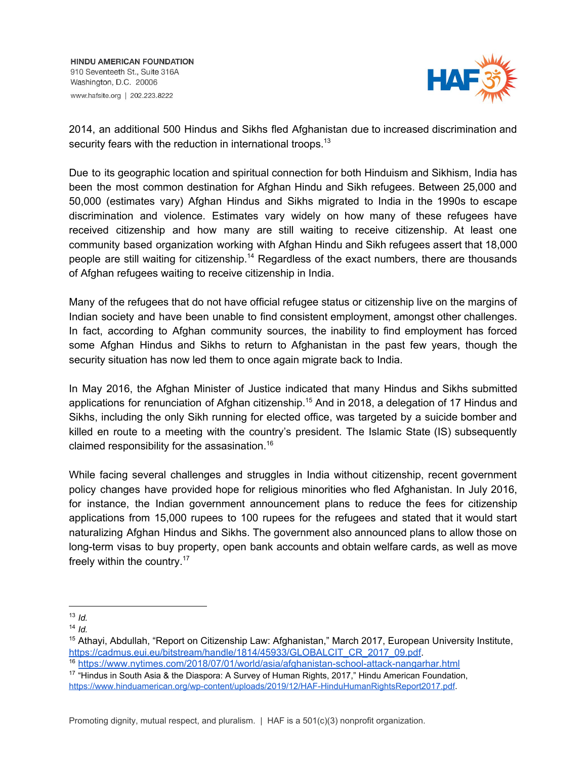2014, an additional 500 Hindus and Sikhs fled Afghanistan due to increased discrimination and security fears with the reduction in international troops.[13]

Due to its geographic location and spiritual connection for both Hinduism and Sikhism, India has been the most common destination for Afghan Hindu and Sikh refugees. Between 25,000 and 50,000 (estimates vary) Afghan Hindus and Sikhs migrated to India in the 1990s to escape discrimination and violence. Estimates vary widely on how many of these refugees have received citizenship and how many are still waiting to receive citizenship. At least one community based organization working with Afghan Hindu and Sikh refugees assert that 18,000 people are still waiting for citizenship.[14] Regardless of the exact numbers, there are thousands of Afghan refugees waiting to receive citizenship in India.

Many of the refugees that do not have official refugee status or citizenship live on the margins of Indian society and have been unable to find consistent employment, amongst other challenges. In fact, according to Afghan community sources, the inability to find employment has forced some Afghan Hindus and Sikhs to return to Afghanistan in the past few years, though the security situation has now led them to once again migrate back to India.

In May 2016, the Afghan Minister of Justice indicated that many Hindus and Sikhs submitted applications for renunciation of Afghan citizenship.[15] And in 2018, a delegation of 17 Hindus and Sikhs, including the only Sikh running for elected office, was targeted by a suicide bomber and killed en route to a meeting with the country's president. The Islamic State (IS) subsequently claimed responsibility for the assasination.[16]

While facing several challenges and struggles in India without citizenship, recent government policy changes have provided hope for religious minorities who fled Afghanistan. In July 2016, for instance, the Indian government announcement plans to reduce the fees for citizenship applications from 15,000 rupees to 100 rupees for the refugees and stated that it would start naturalizing Afghan Hindus and Sikhs. The government also announced plans to allow those on long-term visas to buy property, open bank accounts and obtain welfare cards, as well as move freely within the country.[17]

---

[13] *Id.*

[14] *Id.*

[15] Athayi, Abdullah, "Report on Citizenship Law: Afghanistan," March 2017, European University Institute, https://cadmus.eui.eu/bitstream/handle/1814/45933/GLOBALCIT_CR_2017_09.pdf.

[16] https://www.nytimes.com/2018/07/01/world/asia/afghanistan-school-attack-nangarhar.html

[17] "Hindus in South Asia & the Diaspora: A Survey of Human Rights, 2017," Hindu American Foundation, https://www.hinduamerican.org/wp-content/uploads/2019/12/HAF-HinduHumanRightsReport2017.pdf.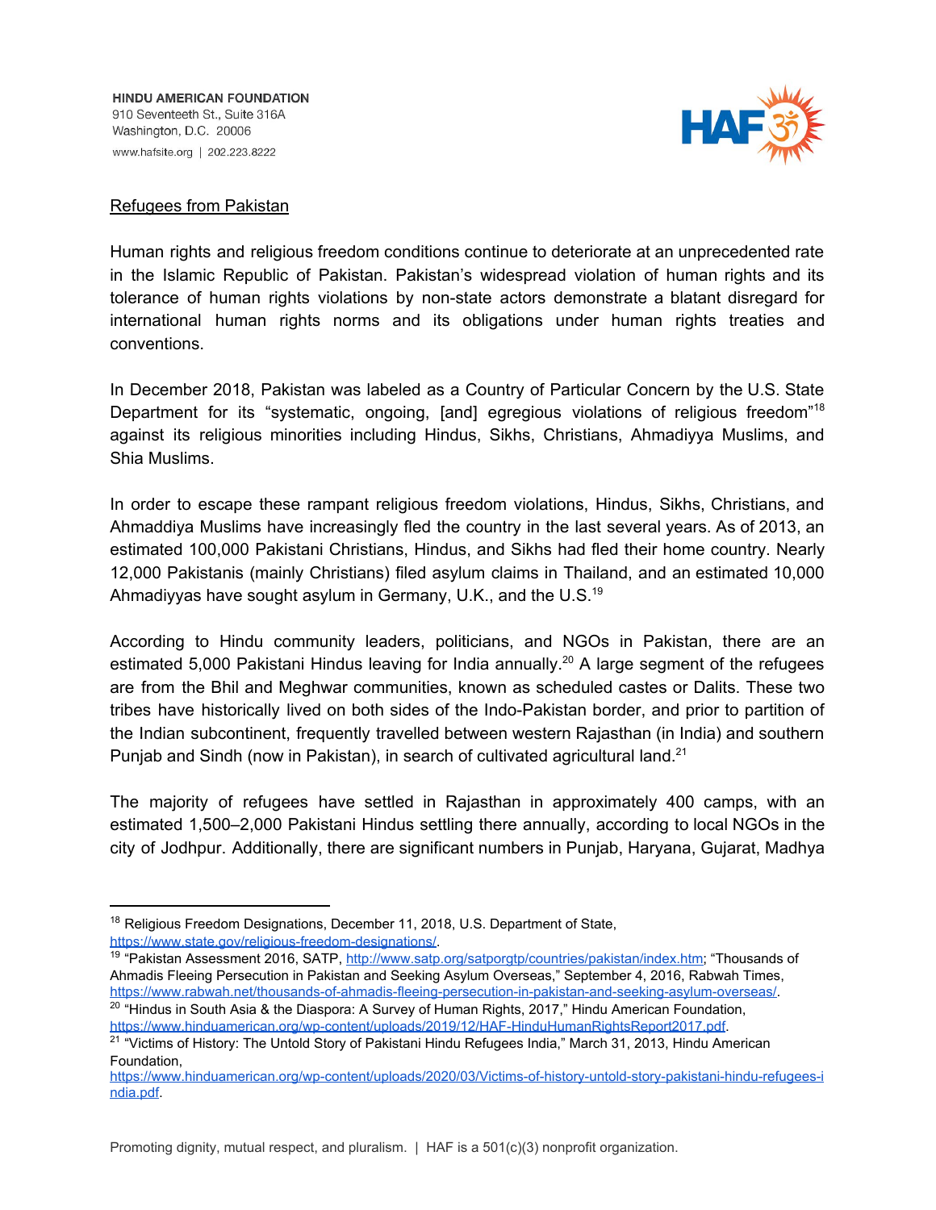Refugees from Pakistan

Human rights and religious freedom conditions continue to deteriorate at an unprecedented rate in the Islamic Republic of Pakistan. Pakistan's widespread violation of human rights and its tolerance of human rights violations by non-state actors demonstrate a blatant disregard for international human rights norms and its obligations under human rights treaties and conventions.

In December 2018, Pakistan was labeled as a Country of Particular Concern by the U.S. State Department for its "systematic, ongoing, [and] egregious violations of religious freedom"[18] against its religious minorities including Hindus, Sikhs, Christians, Ahmadiyya Muslims, and Shia Muslims.

In order to escape these rampant religious freedom violations, Hindus, Sikhs, Christians, and Ahmaddiya Muslims have increasingly fled the country in the last several years. As of 2013, an estimated 100,000 Pakistani Christians, Hindus, and Sikhs had fled their home country. Nearly 12,000 Pakistanis (mainly Christians) filed asylum claims in Thailand, and an estimated 10,000 Ahmadiyyas have sought asylum in Germany, U.K., and the U.S.[19]

According to Hindu community leaders, politicians, and NGOs in Pakistan, there are an estimated 5,000 Pakistani Hindus leaving for India annually.[20] A large segment of the refugees are from the Bhil and Meghwar communities, known as scheduled castes or Dalits. These two tribes have historically lived on both sides of the Indo-Pakistan border, and prior to partition of the Indian subcontinent, frequently travelled between western Rajasthan (in India) and southern Punjab and Sindh (now in Pakistan), in search of cultivated agricultural land.[21]

The majority of refugees have settled in Rajasthan in approximately 400 camps, with an estimated 1,500–2,000 Pakistani Hindus settling there annually, according to local NGOs in the city of Jodhpur. Additionally, there are significant numbers in Punjab, Haryana, Gujarat, Madhya

---

[18] Religious Freedom Designations, December 11, 2018, U.S. Department of State, https://www.state.gov/religious-freedom-designations/.

[19] "Pakistan Assessment 2016, SATP, http://www.satp.org/satporgtp/countries/pakistan/index.htm; "Thousands of Ahmadis Fleeing Persecution in Pakistan and Seeking Asylum Overseas," September 4, 2016, Rabwah Times, https://www.rabwah.net/thousands-of-ahmadis-fleeing-persecution-in-pakistan-and-seeking-asylum-overseas/.

[20] "Hindus in South Asia & the Diaspora: A Survey of Human Rights, 2017," Hindu American Foundation, https://www.hinduamerican.org/wp-content/uploads/2019/12/HAF-HinduHumanRightsReport2017.pdf.

[21] "Victims of History: The Untold Story of Pakistani Hindu Refugees India," March 31, 2013, Hindu American Foundation, https://www.hinduamerican.org/wp-content/uploads/2020/03/Victims-of-history-untold-story-pakistani-hindu-refugees-india.pdf.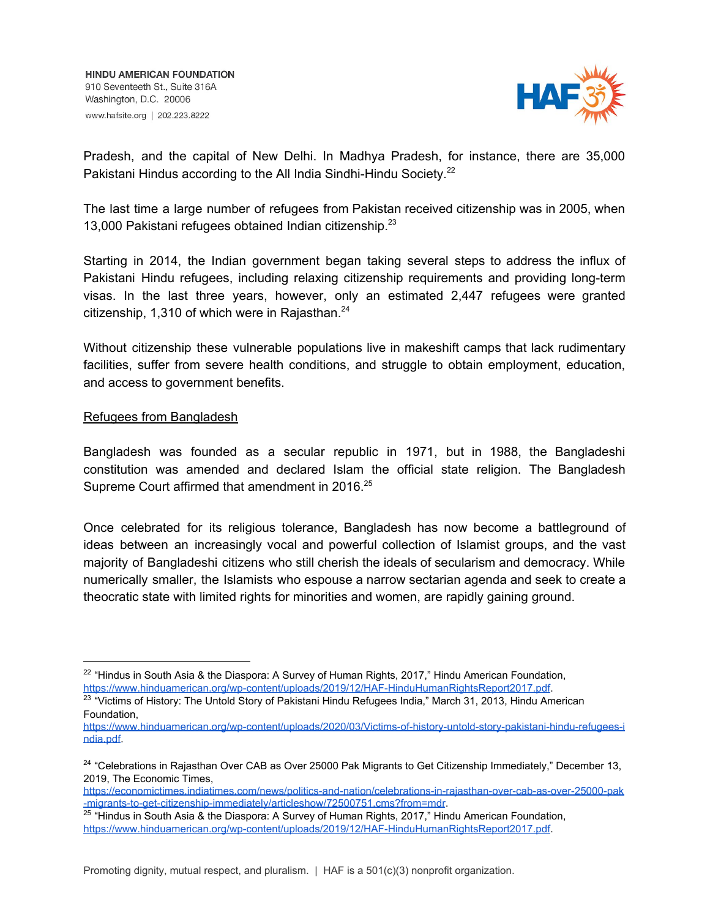Pradesh, and the capital of New Delhi. In Madhya Pradesh, for instance, there are 35,000 Pakistani Hindus according to the All India Sindhi-Hindu Society.[22]

The last time a large number of refugees from Pakistan received citizenship was in 2005, when 13,000 Pakistani refugees obtained Indian citizenship.[23]

Starting in 2014, the Indian government began taking several steps to address the influx of Pakistani Hindu refugees, including relaxing citizenship requirements and providing long-term visas. In the last three years, however, only an estimated 2,447 refugees were granted citizenship, 1,310 of which were in Rajasthan.[24]

Without citizenship these vulnerable populations live in makeshift camps that lack rudimentary facilities, suffer from severe health conditions, and struggle to obtain employment, education, and access to government benefits.

<u>Refugees from Bangladesh</u>

Bangladesh was founded as a secular republic in 1971, but in 1988, the Bangladeshi constitution was amended and declared Islam the official state religion. The Bangladesh Supreme Court affirmed that amendment in 2016.[25]

Once celebrated for its religious tolerance, Bangladesh has now become a battleground of ideas between an increasingly vocal and powerful collection of Islamist groups, and the vast majority of Bangladeshi citizens who still cherish the ideals of secularism and democracy. While numerically smaller, the Islamists who espouse a narrow sectarian agenda and seek to create a theocratic state with limited rights for minorities and women, are rapidly gaining ground.

---

[22] "Hindus in South Asia & the Diaspora: A Survey of Human Rights, 2017," Hindu American Foundation, https://www.hinduamerican.org/wp-content/uploads/2019/12/HAF-HinduHumanRightsReport2017.pdf.

[23] "Victims of History: The Untold Story of Pakistani Hindu Refugees India," March 31, 2013, Hindu American Foundation, https://www.hinduamerican.org/wp-content/uploads/2020/03/Victims-of-history-untold-story-pakistani-hindu-refugees-india.pdf.

[24] "Celebrations in Rajasthan Over CAB as Over 25000 Pak Migrants to Get Citizenship Immediately," December 13, 2019, The Economic Times, https://economictimes.indiatimes.com/news/politics-and-nation/celebrations-in-rajasthan-over-cab-as-over-25000-pak-migrants-to-get-citizenship-immediately/articleshow/72500751.cms?from=mdr.

[25] "Hindus in South Asia & the Diaspora: A Survey of Human Rights, 2017," Hindu American Foundation, https://www.hinduamerican.org/wp-content/uploads/2019/12/HAF-HinduHumanRightsReport2017.pdf.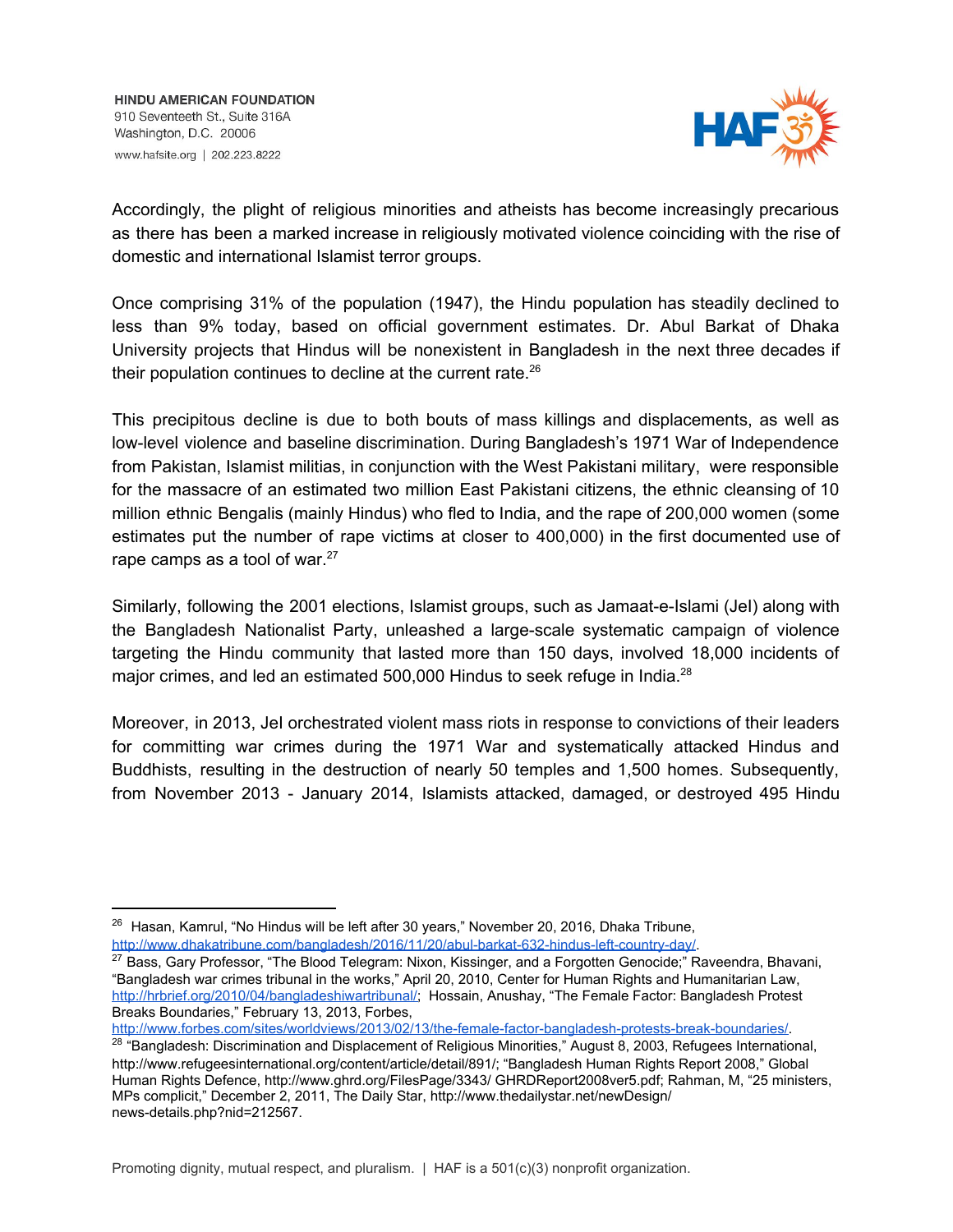Accordingly, the plight of religious minorities and atheists has become increasingly precarious as there has been a marked increase in religiously motivated violence coinciding with the rise of domestic and international Islamist terror groups.

Once comprising 31% of the population (1947), the Hindu population has steadily declined to less than 9% today, based on official government estimates. Dr. Abul Barkat of Dhaka University projects that Hindus will be nonexistent in Bangladesh in the next three decades if their population continues to decline at the current rate.[26]

This precipitous decline is due to both bouts of mass killings and displacements, as well as low-level violence and baseline discrimination. During Bangladesh's 1971 War of Independence from Pakistan, Islamist militias, in conjunction with the West Pakistani military, were responsible for the massacre of an estimated two million East Pakistani citizens, the ethnic cleansing of 10 million ethnic Bengalis (mainly Hindus) who fled to India, and the rape of 200,000 women (some estimates put the number of rape victims at closer to 400,000) in the first documented use of rape camps as a tool of war.[27]

Similarly, following the 2001 elections, Islamist groups, such as Jamaat-e-Islami (JeI) along with the Bangladesh Nationalist Party, unleashed a large-scale systematic campaign of violence targeting the Hindu community that lasted more than 150 days, involved 18,000 incidents of major crimes, and led an estimated 500,000 Hindus to seek refuge in India.[28]

Moreover, in 2013, JeI orchestrated violent mass riots in response to convictions of their leaders for committing war crimes during the 1971 War and systematically attacked Hindus and Buddhists, resulting in the destruction of nearly 50 temples and 1,500 homes. Subsequently, from November 2013 - January 2014, Islamists attacked, damaged, or destroyed 495 Hindu

---

[26] Hasan, Kamrul, "No Hindus will be left after 30 years," November 20, 2016, Dhaka Tribune, http://www.dhakatribune.com/bangladesh/2016/11/20/abul-barkat-632-hindus-left-country-day/.

[27] Bass, Gary Professor, "The Blood Telegram: Nixon, Kissinger, and a Forgotten Genocide;" Raveendra, Bhavani, "Bangladesh war crimes tribunal in the works," April 20, 2010, Center for Human Rights and Humanitarian Law, http://hrbrief.org/2010/04/bangladeshiwartribunal/; Hossain, Anushay, "The Female Factor: Bangladesh Protest Breaks Boundaries," February 13, 2013, Forbes, http://www.forbes.com/sites/worldviews/2013/02/13/the-female-factor-bangladesh-protests-break-boundaries/.

[28] "Bangladesh: Discrimination and Displacement of Religious Minorities," August 8, 2003, Refugees International, http://www.refugeesinternational.org/content/article/detail/891/; "Bangladesh Human Rights Report 2008," Global Human Rights Defence, http://www.ghrd.org/FilesPage/3343/ GHRDReport2008ver5.pdf; Rahman, M, "25 ministers, MPs complicit," December 2, 2011, The Daily Star, http://www.thedailystar.net/newDesign/ news-details.php?nid=212567.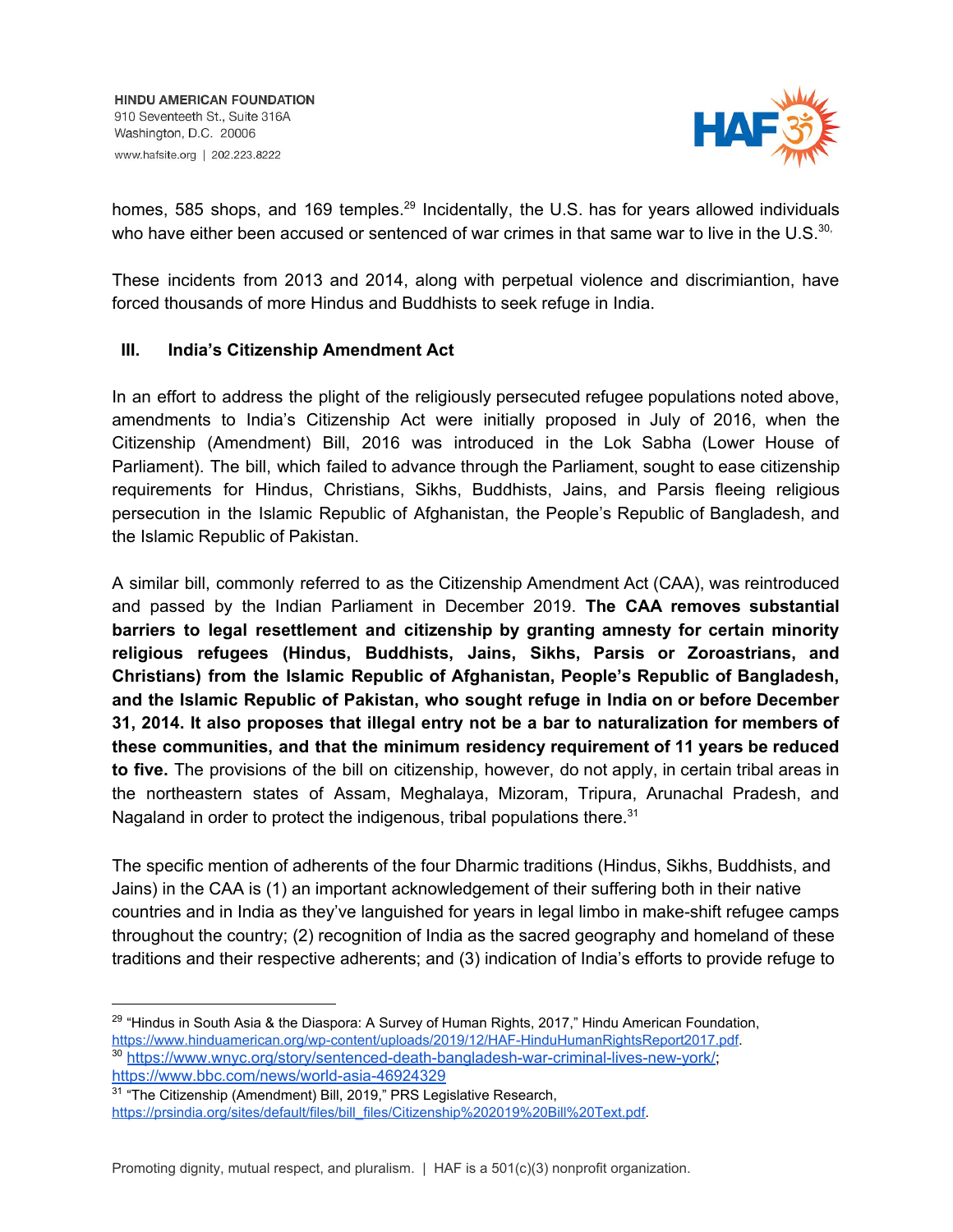homes, 585 shops, and 169 temples.[29] Incidentally, the U.S. has for years allowed individuals who have either been accused or sentenced of war crimes in that same war to live in the U.S.[30,]

These incidents from 2013 and 2014, along with perpetual violence and discrimiantion, have forced thousands of more Hindus and Buddhists to seek refuge in India.

## III. India's Citizenship Amendment Act

In an effort to address the plight of the religiously persecuted refugee populations noted above, amendments to India's Citizenship Act were initially proposed in July of 2016, when the Citizenship (Amendment) Bill, 2016 was introduced in the Lok Sabha (Lower House of Parliament). The bill, which failed to advance through the Parliament, sought to ease citizenship requirements for Hindus, Christians, Sikhs, Buddhists, Jains, and Parsis fleeing religious persecution in the Islamic Republic of Afghanistan, the People's Republic of Bangladesh, and the Islamic Republic of Pakistan.

A similar bill, commonly referred to as the Citizenship Amendment Act (CAA), was reintroduced and passed by the Indian Parliament in December 2019. **The CAA removes substantial barriers to legal resettlement and citizenship by granting amnesty for certain minority religious refugees (Hindus, Buddhists, Jains, Sikhs, Parsis or Zoroastrians, and Christians) from the Islamic Republic of Afghanistan, People's Republic of Bangladesh, and the Islamic Republic of Pakistan, who sought refuge in India on or before December 31, 2014. It also proposes that illegal entry not be a bar to naturalization for members of these communities, and that the minimum residency requirement of 11 years be reduced to five.** The provisions of the bill on citizenship, however, do not apply, in certain tribal areas in the northeastern states of Assam, Meghalaya, Mizoram, Tripura, Arunachal Pradesh, and Nagaland in order to protect the indigenous, tribal populations there.[31]

The specific mention of adherents of the four Dharmic traditions (Hindus, Sikhs, Buddhists, and Jains) in the CAA is (1) an important acknowledgement of their suffering both in their native countries and in India as they've languished for years in legal limbo in make-shift refugee camps throughout the country; (2) recognition of India as the sacred geography and homeland of these traditions and their respective adherents; and (3) indication of India's efforts to provide refuge to

---

[29] "Hindus in South Asia & the Diaspora: A Survey of Human Rights, 2017," Hindu American Foundation, https://www.hinduamerican.org/wp-content/uploads/2019/12/HAF-HinduHumanRightsReport2017.pdf.

[30] https://www.wnyc.org/story/sentenced-death-bangladesh-war-criminal-lives-new-york/; https://www.bbc.com/news/world-asia-46924329

[31] "The Citizenship (Amendment) Bill, 2019," PRS Legislative Research, https://prsindia.org/sites/default/files/bill_files/Citizenship%202019%20Bill%20Text.pdf.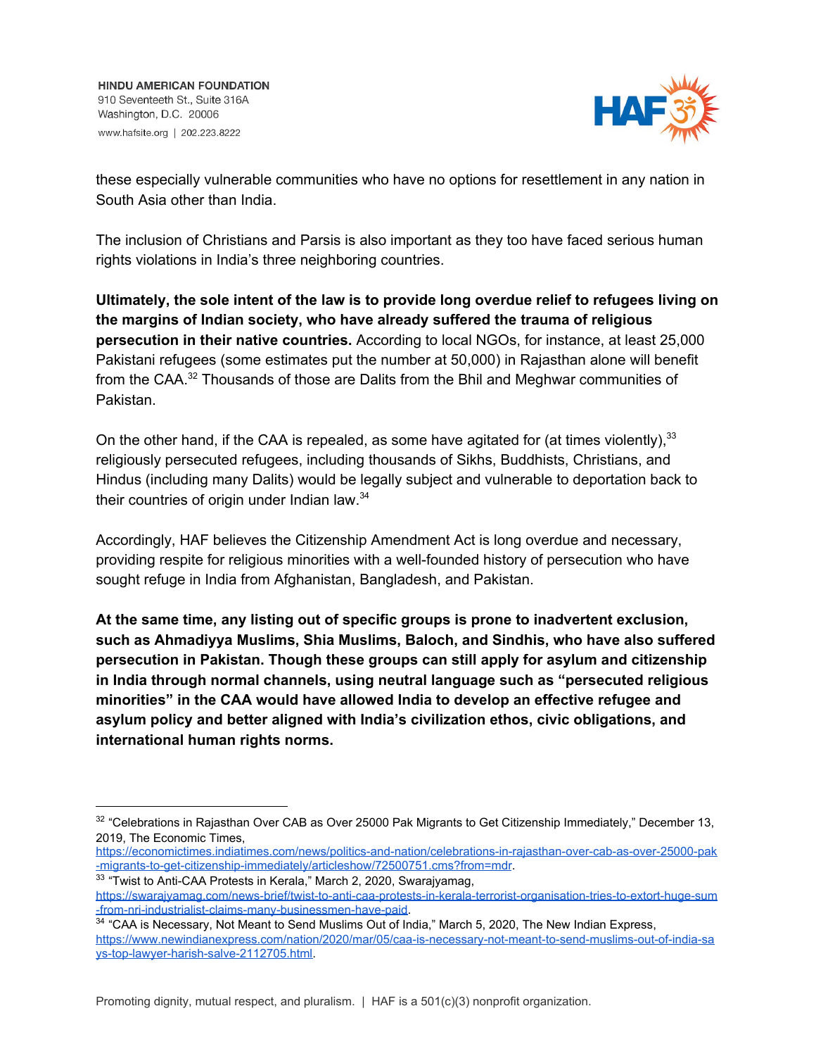these especially vulnerable communities who have no options for resettlement in any nation in South Asia other than India.

The inclusion of Christians and Parsis is also important as they too have faced serious human rights violations in India's three neighboring countries.

**Ultimately, the sole intent of the law is to provide long overdue relief to refugees living on the margins of Indian society, who have already suffered the trauma of religious persecution in their native countries.** According to local NGOs, for instance, at least 25,000 Pakistani refugees (some estimates put the number at 50,000) in Rajasthan alone will benefit from the CAA.[32] Thousands of those are Dalits from the Bhil and Meghwar communities of Pakistan.

On the other hand, if the CAA is repealed, as some have agitated for (at times violently),[33] religiously persecuted refugees, including thousands of Sikhs, Buddhists, Christians, and Hindus (including many Dalits) would be legally subject and vulnerable to deportation back to their countries of origin under Indian law.[34]

Accordingly, HAF believes the Citizenship Amendment Act is long overdue and necessary, providing respite for religious minorities with a well-founded history of persecution who have sought refuge in India from Afghanistan, Bangladesh, and Pakistan.

**At the same time, any listing out of specific groups is prone to inadvertent exclusion, such as Ahmadiyya Muslims, Shia Muslims, Baloch, and Sindhis, who have also suffered persecution in Pakistan. Though these groups can still apply for asylum and citizenship in India through normal channels, using neutral language such as "persecuted religious minorities" in the CAA would have allowed India to develop an effective refugee and asylum policy and better aligned with India's civilization ethos, civic obligations, and international human rights norms.**

---

[32] "Celebrations in Rajasthan Over CAB as Over 25000 Pak Migrants to Get Citizenship Immediately," December 13, 2019, The Economic Times, https://economictimes.indiatimes.com/news/politics-and-nation/celebrations-in-rajasthan-over-cab-as-over-25000-pak-migrants-to-get-citizenship-immediately/articleshow/72500751.cms?from=mdr.

[33] "Twist to Anti-CAA Protests in Kerala," March 2, 2020, Swarajyamag, https://swarajyamag.com/news-brief/twist-to-anti-caa-protests-in-kerala-terrorist-organisation-tries-to-extort-huge-sum-from-nri-industrialist-claims-many-businessmen-have-paid.

[34] "CAA is Necessary, Not Meant to Send Muslims Out of India," March 5, 2020, The New Indian Express, https://www.newindianexpress.com/nation/2020/mar/05/caa-is-necessary-not-meant-to-send-muslims-out-of-india-says-top-lawyer-harish-salve-2112705.html.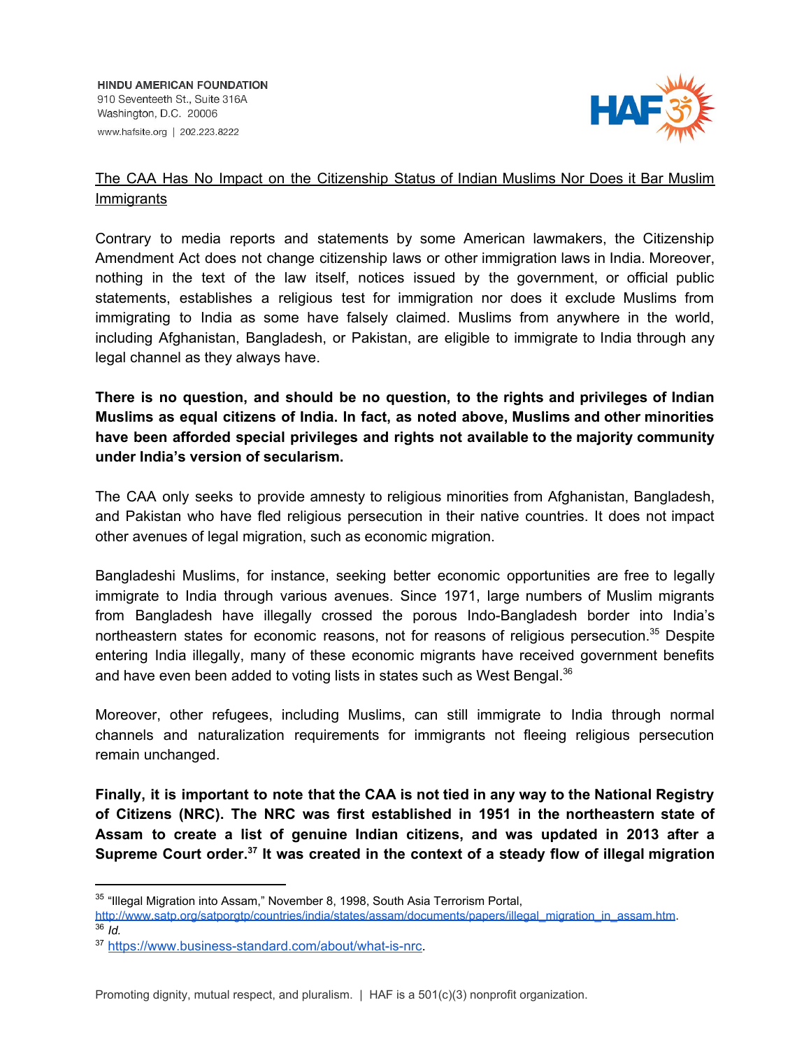The CAA Has No Impact on the Citizenship Status of Indian Muslims Nor Does it Bar Muslim Immigrants

Contrary to media reports and statements by some American lawmakers, the Citizenship Amendment Act does not change citizenship laws or other immigration laws in India. Moreover, nothing in the text of the law itself, notices issued by the government, or official public statements, establishes a religious test for immigration nor does it exclude Muslims from immigrating to India as some have falsely claimed. Muslims from anywhere in the world, including Afghanistan, Bangladesh, or Pakistan, are eligible to immigrate to India through any legal channel as they always have.

**There is no question, and should be no question, to the rights and privileges of Indian Muslims as equal citizens of India. In fact, as noted above, Muslims and other minorities have been afforded special privileges and rights not available to the majority community under India's version of secularism.**

The CAA only seeks to provide amnesty to religious minorities from Afghanistan, Bangladesh, and Pakistan who have fled religious persecution in their native countries. It does not impact other avenues of legal migration, such as economic migration.

Bangladeshi Muslims, for instance, seeking better economic opportunities are free to legally immigrate to India through various avenues. Since 1971, large numbers of Muslim migrants from Bangladesh have illegally crossed the porous Indo-Bangladesh border into India's northeastern states for economic reasons, not for reasons of religious persecution.[35] Despite entering India illegally, many of these economic migrants have received government benefits and have even been added to voting lists in states such as West Bengal.[36]

Moreover, other refugees, including Muslims, can still immigrate to India through normal channels and naturalization requirements for immigrants not fleeing religious persecution remain unchanged.

**Finally, it is important to note that the CAA is not tied in any way to the National Registry of Citizens (NRC). The NRC was first established in 1951 in the northeastern state of Assam to create a list of genuine Indian citizens, and was updated in 2013 after a Supreme Court order.[37] It was created in the context of a steady flow of illegal migration**

---

[35] "Illegal Migration into Assam," November 8, 1998, South Asia Terrorism Portal, http://www.satp.org/satporgtp/countries/india/states/assam/documents/papers/illegal_migration_in_assam.htm.

[36] *Id.*

[37] https://www.business-standard.com/about/what-is-nrc.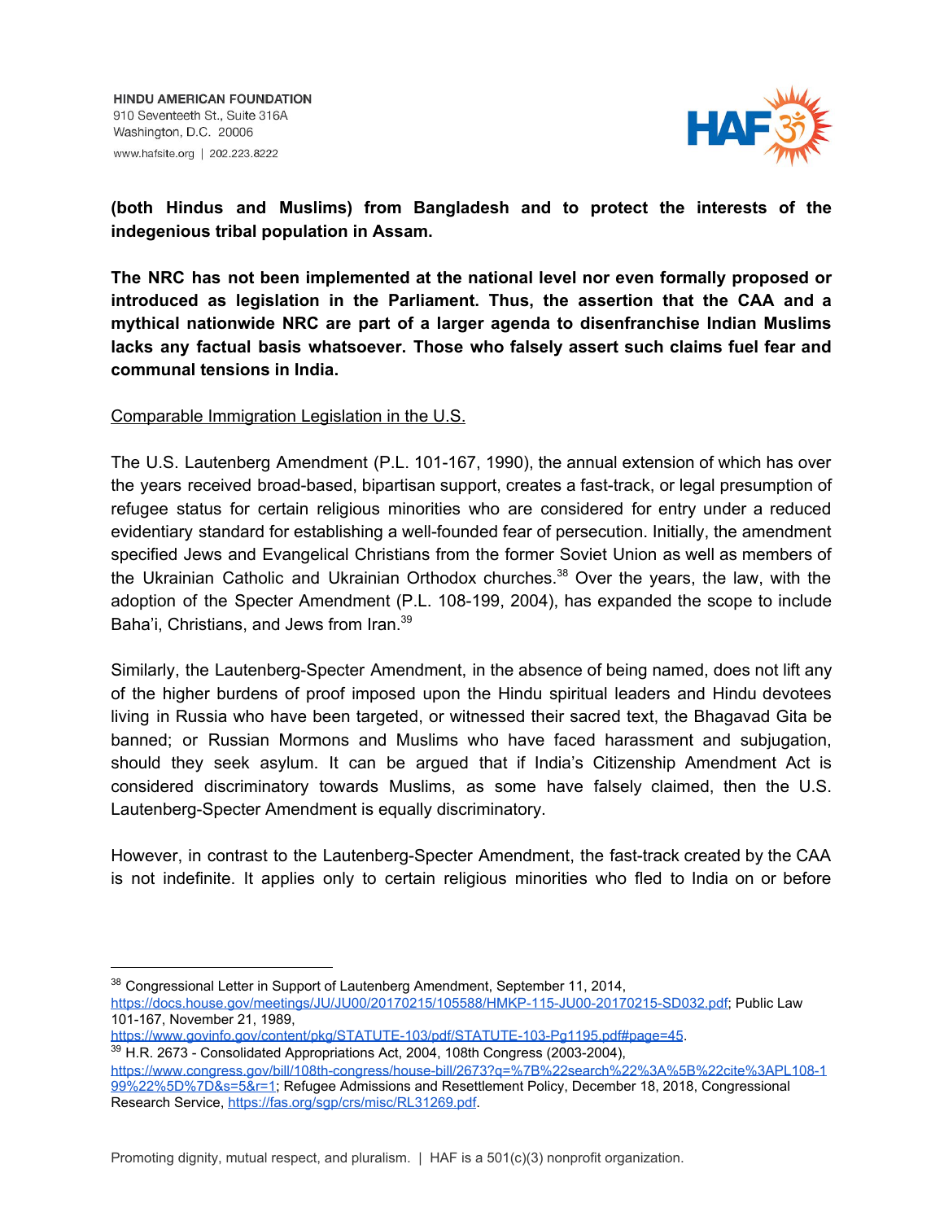**(both Hindus and Muslims) from Bangladesh and to protect the interests of the indegenious tribal population in Assam.**

**The NRC has not been implemented at the national level nor even formally proposed or introduced as legislation in the Parliament. Thus, the assertion that the CAA and a mythical nationwide NRC are part of a larger agenda to disenfranchise Indian Muslims lacks any factual basis whatsoever. Those who falsely assert such claims fuel fear and communal tensions in India.**

Comparable Immigration Legislation in the U.S.

The U.S. Lautenberg Amendment (P.L. 101-167, 1990), the annual extension of which has over the years received broad-based, bipartisan support, creates a fast-track, or legal presumption of refugee status for certain religious minorities who are considered for entry under a reduced evidentiary standard for establishing a well-founded fear of persecution. Initially, the amendment specified Jews and Evangelical Christians from the former Soviet Union as well as members of the Ukrainian Catholic and Ukrainian Orthodox churches.[38] Over the years, the law, with the adoption of the Specter Amendment (P.L. 108-199, 2004), has expanded the scope to include Baha'i, Christians, and Jews from Iran.[39]

Similarly, the Lautenberg-Specter Amendment, in the absence of being named, does not lift any of the higher burdens of proof imposed upon the Hindu spiritual leaders and Hindu devotees living in Russia who have been targeted, or witnessed their sacred text, the Bhagavad Gita be banned; or Russian Mormons and Muslims who have faced harassment and subjugation, should they seek asylum. It can be argued that if India's Citizenship Amendment Act is considered discriminatory towards Muslims, as some have falsely claimed, then the U.S. Lautenberg-Specter Amendment is equally discriminatory.

However, in contrast to the Lautenberg-Specter Amendment, the fast-track created by the CAA is not indefinite. It applies only to certain religious minorities who fled to India on or before

---

[38] Congressional Letter in Support of Lautenberg Amendment, September 11, 2014, https://docs.house.gov/meetings/JU/JU00/20170215/105588/HMKP-115-JU00-20170215-SD032.pdf; Public Law 101-167, November 21, 1989, https://www.govinfo.gov/content/pkg/STATUTE-103/pdf/STATUTE-103-Pg1195.pdf#page=45.

[39] H.R. 2673 - Consolidated Appropriations Act, 2004, 108th Congress (2003-2004), https://www.congress.gov/bill/108th-congress/house-bill/2673?q=%7B%22search%22%3A%5B%22cite%3APL108-199%22%5D%7D&s=5&r=1; Refugee Admissions and Resettlement Policy, December 18, 2018, Congressional Research Service, https://fas.org/sgp/crs/misc/RL31269.pdf.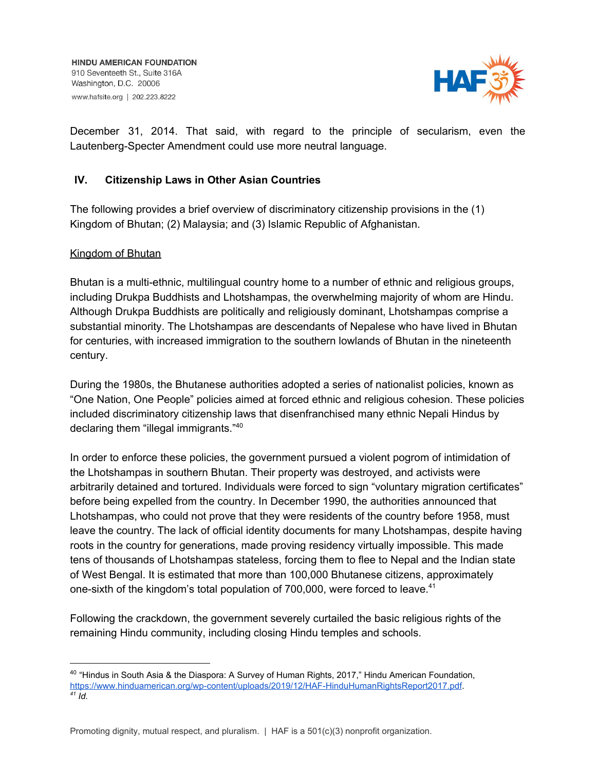December 31, 2014. That said, with regard to the principle of secularism, even the Lautenberg-Specter Amendment could use more neutral language.

## IV. Citizenship Laws in Other Asian Countries

The following provides a brief overview of discriminatory citizenship provisions in the (1) Kingdom of Bhutan; (2) Malaysia; and (3) Islamic Republic of Afghanistan.

### Kingdom of Bhutan

Bhutan is a multi-ethnic, multilingual country home to a number of ethnic and religious groups, including Drukpa Buddhists and Lhotshampas, the overwhelming majority of whom are Hindu. Although Drukpa Buddhists are politically and religiously dominant, Lhotshampas comprise a substantial minority. The Lhotshampas are descendants of Nepalese who have lived in Bhutan for centuries, with increased immigration to the southern lowlands of Bhutan in the nineteenth century.

During the 1980s, the Bhutanese authorities adopted a series of nationalist policies, known as "One Nation, One People" policies aimed at forced ethnic and religious cohesion. These policies included discriminatory citizenship laws that disenfranchised many ethnic Nepali Hindus by declaring them "illegal immigrants."[40]

In order to enforce these policies, the government pursued a violent pogrom of intimidation of the Lhotshampas in southern Bhutan. Their property was destroyed, and activists were arbitrarily detained and tortured. Individuals were forced to sign "voluntary migration certificates" before being expelled from the country. In December 1990, the authorities announced that Lhotshampas, who could not prove that they were residents of the country before 1958, must leave the country. The lack of official identity documents for many Lhotshampas, despite having roots in the country for generations, made proving residency virtually impossible. This made tens of thousands of Lhotshampas stateless, forcing them to flee to Nepal and the Indian state of West Bengal. It is estimated that more than 100,000 Bhutanese citizens, approximately one-sixth of the kingdom's total population of 700,000, were forced to leave.[41]

Following the crackdown, the government severely curtailed the basic religious rights of the remaining Hindu community, including closing Hindu temples and schools.

---

[40] "Hindus in South Asia & the Diaspora: A Survey of Human Rights, 2017," Hindu American Foundation, https://www.hinduamerican.org/wp-content/uploads/2019/12/HAF-HinduHumanRightsReport2017.pdf.

[41] *Id.*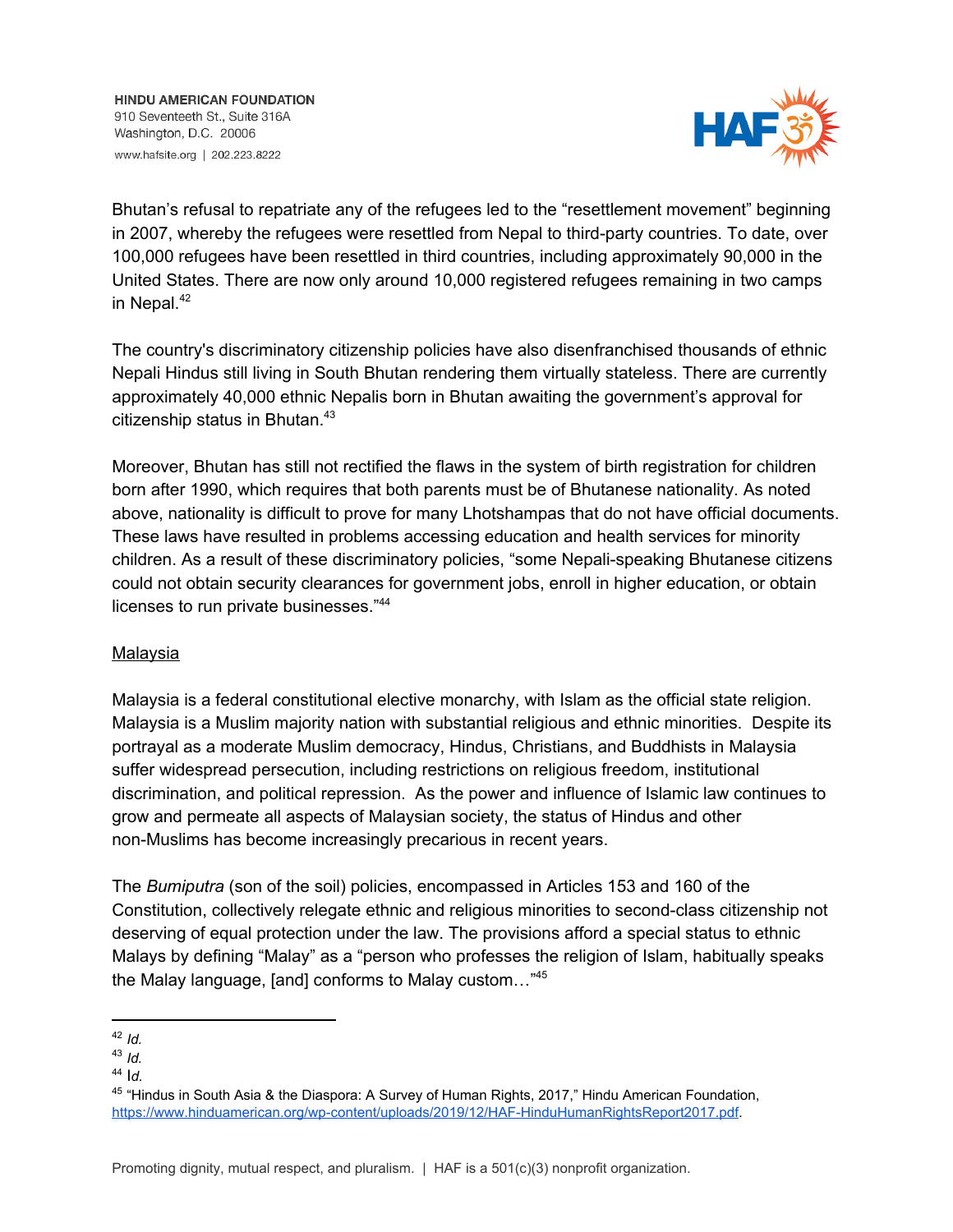Bhutan's refusal to repatriate any of the refugees led to the "resettlement movement" beginning in 2007, whereby the refugees were resettled from Nepal to third-party countries. To date, over 100,000 refugees have been resettled in third countries, including approximately 90,000 in the United States. There are now only around 10,000 registered refugees remaining in two camps in Nepal.[42]

The country's discriminatory citizenship policies have also disenfranchised thousands of ethnic Nepali Hindus still living in South Bhutan rendering them virtually stateless. There are currently approximately 40,000 ethnic Nepalis born in Bhutan awaiting the government's approval for citizenship status in Bhutan.[43]

Moreover, Bhutan has still not rectified the flaws in the system of birth registration for children born after 1990, which requires that both parents must be of Bhutanese nationality. As noted above, nationality is difficult to prove for many Lhotshampas that do not have official documents. These laws have resulted in problems accessing education and health services for minority children. As a result of these discriminatory policies, "some Nepali-speaking Bhutanese citizens could not obtain security clearances for government jobs, enroll in higher education, or obtain licenses to run private businesses."[44]

<u>Malaysia</u>

Malaysia is a federal constitutional elective monarchy, with Islam as the official state religion. Malaysia is a Muslim majority nation with substantial religious and ethnic minorities. Despite its portrayal as a moderate Muslim democracy, Hindus, Christians, and Buddhists in Malaysia suffer widespread persecution, including restrictions on religious freedom, institutional discrimination, and political repression. As the power and influence of Islamic law continues to grow and permeate all aspects of Malaysian society, the status of Hindus and other non-Muslims has become increasingly precarious in recent years.

The *Bumiputra* (son of the soil) policies, encompassed in Articles 153 and 160 of the Constitution, collectively relegate ethnic and religious minorities to second-class citizenship not deserving of equal protection under the law. The provisions afford a special status to ethnic Malays by defining "Malay" as a "person who professes the religion of Islam, habitually speaks the Malay language, [and] conforms to Malay custom…"[45]

---

[42] *Id.*
[43] *Id.*
[44] *Id.*
[45] "Hindus in South Asia & the Diaspora: A Survey of Human Rights, 2017," Hindu American Foundation, https://www.hinduamerican.org/wp-content/uploads/2019/12/HAF-HinduHumanRightsReport2017.pdf.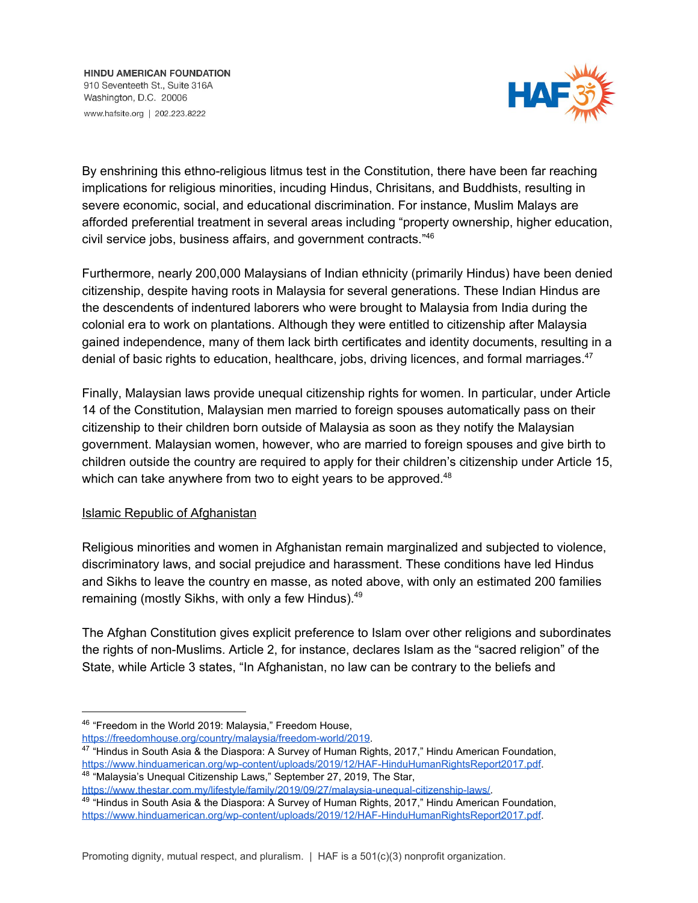By enshrining this ethno-religious litmus test in the Constitution, there have been far reaching implications for religious minorities, incuding Hindus, Chrisitans, and Buddhists, resulting in severe economic, social, and educational discrimination. For instance, Muslim Malays are afforded preferential treatment in several areas including "property ownership, higher education, civil service jobs, business affairs, and government contracts."[46]

Furthermore, nearly 200,000 Malaysians of Indian ethnicity (primarily Hindus) have been denied citizenship, despite having roots in Malaysia for several generations. These Indian Hindus are the descendents of indentured laborers who were brought to Malaysia from India during the colonial era to work on plantations. Although they were entitled to citizenship after Malaysia gained independence, many of them lack birth certificates and identity documents, resulting in a denial of basic rights to education, healthcare, jobs, driving licences, and formal marriages.[47]

Finally, Malaysian laws provide unequal citizenship rights for women. In particular, under Article 14 of the Constitution, Malaysian men married to foreign spouses automatically pass on their citizenship to their children born outside of Malaysia as soon as they notify the Malaysian government. Malaysian women, however, who are married to foreign spouses and give birth to children outside the country are required to apply for their children's citizenship under Article 15, which can take anywhere from two to eight years to be approved.[48]

<u>Islamic Republic of Afghanistan</u>

Religious minorities and women in Afghanistan remain marginalized and subjected to violence, discriminatory laws, and social prejudice and harassment. These conditions have led Hindus and Sikhs to leave the country en masse, as noted above, with only an estimated 200 families remaining (mostly Sikhs, with only a few Hindus).[49]

The Afghan Constitution gives explicit preference to Islam over other religions and subordinates the rights of non-Muslims. Article 2, for instance, declares Islam as the "sacred religion" of the State, while Article 3 states, "In Afghanistan, no law can be contrary to the beliefs and

---

[46] "Freedom in the World 2019: Malaysia," Freedom House, https://freedomhouse.org/country/malaysia/freedom-world/2019.

[47] "Hindus in South Asia & the Diaspora: A Survey of Human Rights, 2017," Hindu American Foundation, https://www.hinduamerican.org/wp-content/uploads/2019/12/HAF-HinduHumanRightsReport2017.pdf.

[48] "Malaysia's Unequal Citizenship Laws," September 27, 2019, The Star, https://www.thestar.com.my/lifestyle/family/2019/09/27/malaysia-unequal-citizenship-laws/.

[49] "Hindus in South Asia & the Diaspora: A Survey of Human Rights, 2017," Hindu American Foundation, https://www.hinduamerican.org/wp-content/uploads/2019/12/HAF-HinduHumanRightsReport2017.pdf.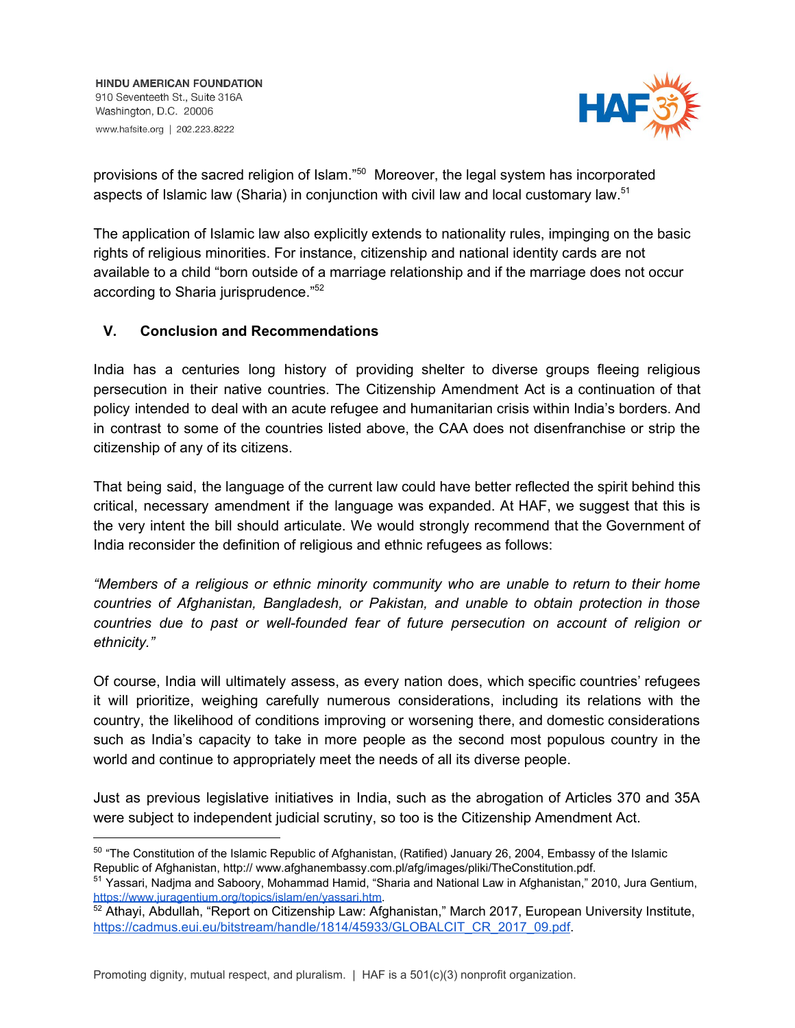provisions of the sacred religion of Islam."[50] Moreover, the legal system has incorporated aspects of Islamic law (Sharia) in conjunction with civil law and local customary law.[51]

The application of Islamic law also explicitly extends to nationality rules, impinging on the basic rights of religious minorities. For instance, citizenship and national identity cards are not available to a child "born outside of a marriage relationship and if the marriage does not occur according to Sharia jurisprudence."[52]

## V. Conclusion and Recommendations

India has a centuries long history of providing shelter to diverse groups fleeing religious persecution in their native countries. The Citizenship Amendment Act is a continuation of that policy intended to deal with an acute refugee and humanitarian crisis within India's borders. And in contrast to some of the countries listed above, the CAA does not disenfranchise or strip the citizenship of any of its citizens.

That being said, the language of the current law could have better reflected the spirit behind this critical, necessary amendment if the language was expanded. At HAF, we suggest that this is the very intent the bill should articulate. We would strongly recommend that the Government of India reconsider the definition of religious and ethnic refugees as follows:

*"Members of a religious or ethnic minority community who are unable to return to their home countries of Afghanistan, Bangladesh, or Pakistan, and unable to obtain protection in those countries due to past or well-founded fear of future persecution on account of religion or ethnicity."*

Of course, India will ultimately assess, as every nation does, which specific countries' refugees it will prioritize, weighing carefully numerous considerations, including its relations with the country, the likelihood of conditions improving or worsening there, and domestic considerations such as India's capacity to take in more people as the second most populous country in the world and continue to appropriately meet the needs of all its diverse people.

Just as previous legislative initiatives in India, such as the abrogation of Articles 370 and 35A were subject to independent judicial scrutiny, so too is the Citizenship Amendment Act.

---

[50] "The Constitution of the Islamic Republic of Afghanistan, (Ratified) January 26, 2004, Embassy of the Islamic Republic of Afghanistan, http:// www.afghanembassy.com.pl/afg/images/pliki/TheConstitution.pdf.

[51] Yassari, Nadjma and Saboory, Mohammad Hamid, "Sharia and National Law in Afghanistan," 2010, Jura Gentium, https://www.juragentium.org/topics/islam/en/yassari.htm.

[52] Athayi, Abdullah, "Report on Citizenship Law: Afghanistan," March 2017, European University Institute, https://cadmus.eui.eu/bitstream/handle/1814/45933/GLOBALCIT_CR_2017_09.pdf.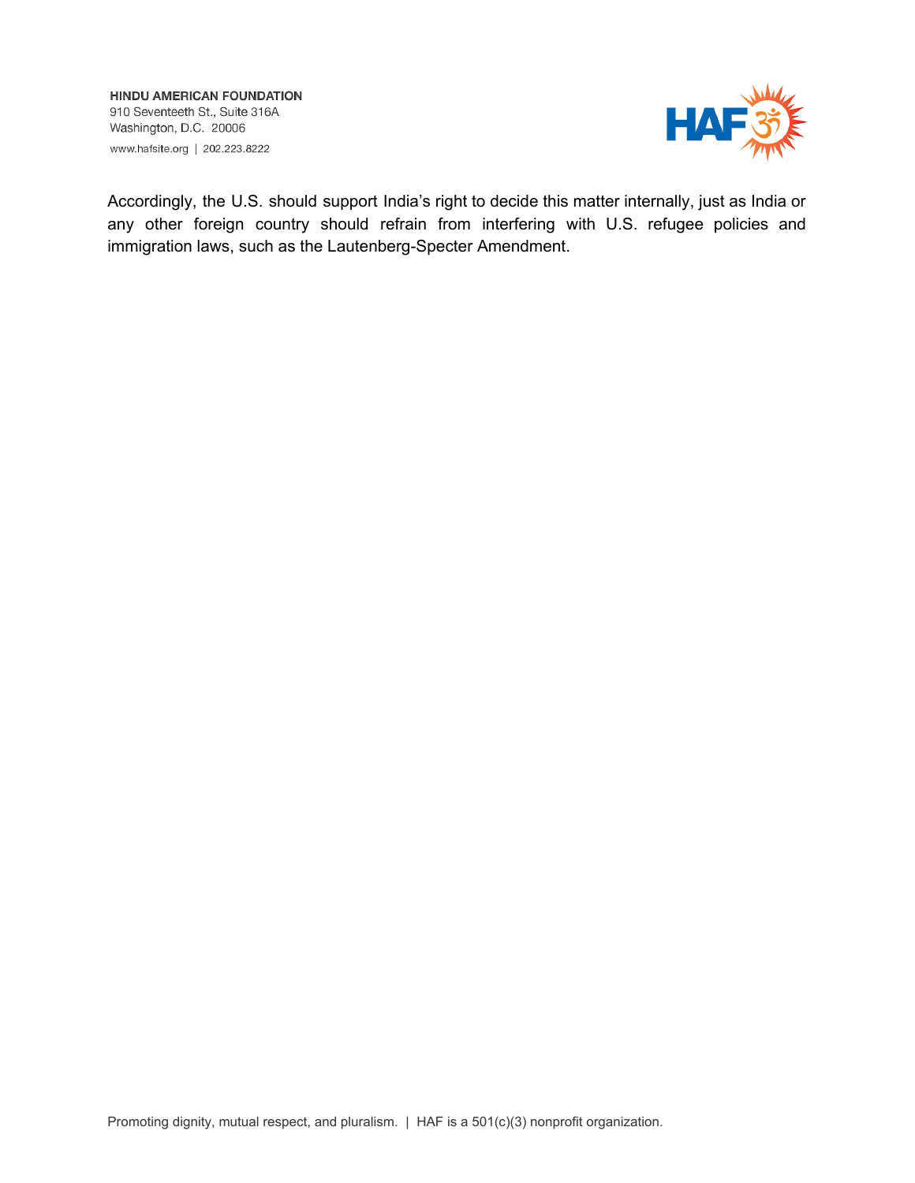Accordingly, the U.S. should support India's right to decide this matter internally, just as India or any other foreign country should refrain from interfering with U.S. refugee policies and immigration laws, such as the Lautenberg-Specter Amendment.